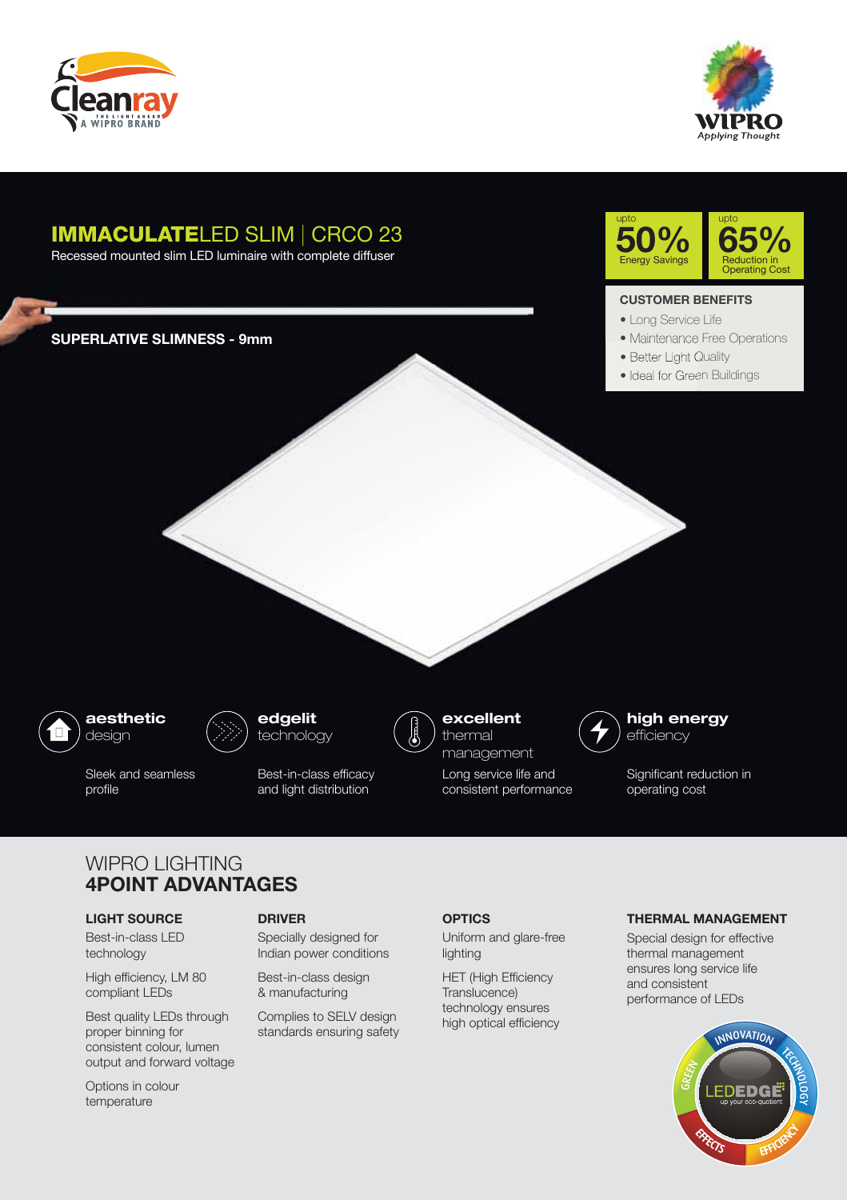Cleanray
THE LIGHT AHEAD
A WIPRO BRAND

WIPRO
Applying Thought

# IMMACULATELED SLIM | CRCO 23

Recessed mounted slim LED luminaire with complete diffuser

upto **50%** Energy Savings

upto **65%** Reduction in Operating Cost

**SUPERLATIVE SLIMNESS - 9mm**

### CUSTOMER BENEFITS

- Long Service Life
- Maintenance Free Operations
- Better Light Quality
- Ideal for Green Buildings

**aesthetic** design

Sleek and seamless profile

**edgelit** technology

Best-in-class efficacy and light distribution

**excellent** thermal management

Long service life and consistent performance

**high energy** efficiency

Significant reduction in operating cost

## WIPRO LIGHTING
## 4POINT ADVANTAGES

### LIGHT SOURCE

Best-in-class LED technology

High efficiency, LM 80 compliant LEDs

Best quality LEDs through proper binning for consistent colour, lumen output and forward voltage

Options in colour temperature

### DRIVER

Specially designed for Indian power conditions

Best-in-class design & manufacturing

Complies to SELV design standards ensuring safety

### OPTICS

Uniform and glare-free lighting

HET (High Efficiency Translucence) technology ensures high optical efficiency

### THERMAL MANAGEMENT

Special design for effective thermal management ensures long service life and consistent performance of LEDs

INNOVATION TECHNOLOGY EFFICIENCY EFFECTS GREEN
LEDEDGE
up your eco-quotient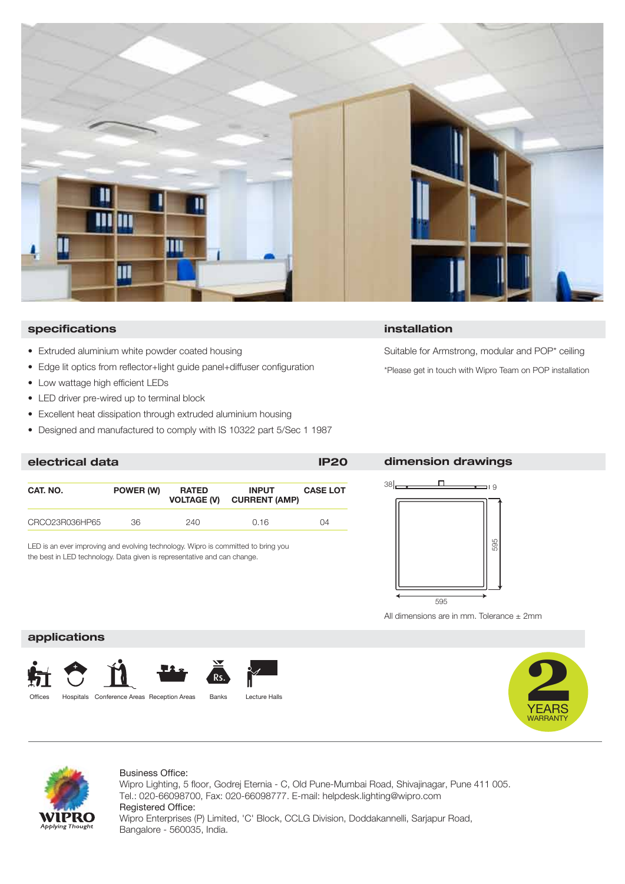## specifications

- Extruded aluminium white powder coated housing
- Edge lit optics from reflector+light guide panel+diffuser configuration
- Low wattage high efficient LEDs
- LED driver pre-wired up to terminal block
- Excellent heat dissipation through extruded aluminium housing
- Designed and manufactured to comply with IS 10322 part 5/Sec 1 1987

## installation

Suitable for Armstrong, modular and POP* ceiling

*Please get in touch with Wipro Team on POP installation

## electrical data **IP20**

| CAT. NO. | POWER (W) | RATED VOLTAGE (V) | INPUT CURRENT (AMP) | CASE LOT |
|---|---|---|---|---|
| CRCO23R036HP65 | 36 | 240 | 0.16 | 04 |

LED is an ever improving and evolving technology. Wipro is committed to bring you the best in LED technology. Data given is representative and can change.

## dimension drawings

38

9

595

595

All dimensions are in mm. Tolerance ± 2mm

## applications

Offices Hospitals Conference Areas Reception Areas Banks Lecture Halls

2 YEARS WARRANTY

WIPRO Applying Thought

Business Office:
Wipro Lighting, 5 floor, Godrej Eternia - C, Old Pune-Mumbai Road, Shivajinagar, Pune 411 005.
Tel.: 020-66098700, Fax: 020-66098777. E-mail: helpdesk.lighting@wipro.com
Registered Office:
Wipro Enterprises (P) Limited, 'C' Block, CCLG Division, Doddakannelli, Sarjapur Road, Bangalore - 560035, India.